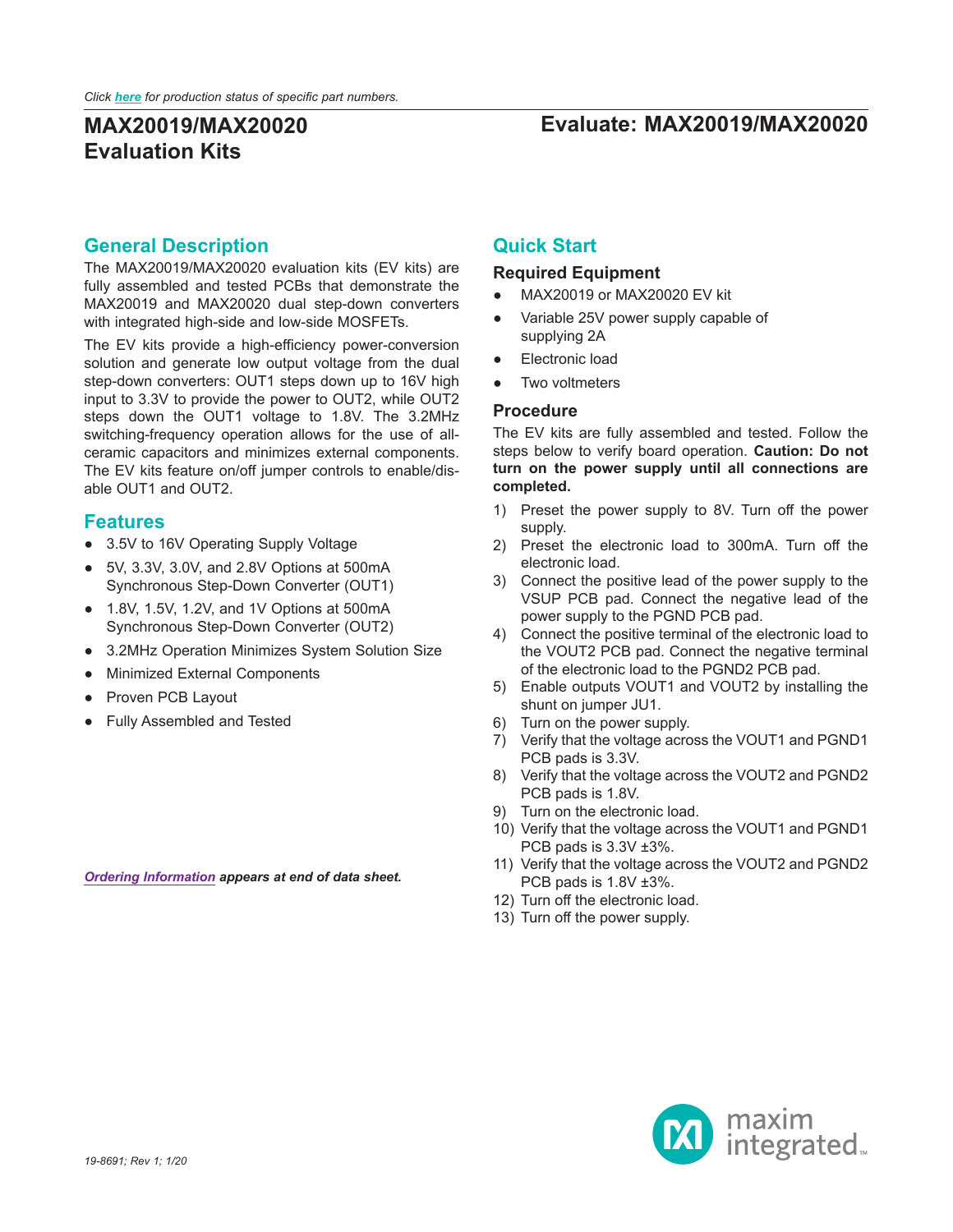*Click here for production status of specific part numbers.*

# MAX20019/MAX20020 Evaluation Kits

**Evaluate: MAX20019/MAX20020**

## General Description

The MAX20019/MAX20020 evaluation kits (EV kits) are fully assembled and tested PCBs that demonstrate the MAX20019 and MAX20020 dual step-down converters with integrated high-side and low-side MOSFETs.

The EV kits provide a high-efficiency power-conversion solution and generate low output voltage from the dual step-down converters: OUT1 steps down up to 16V high input to 3.3V to provide the power to OUT2, while OUT2 steps down the OUT1 voltage to 1.8V. The 3.2MHz switching-frequency operation allows for the use of all-ceramic capacitors and minimizes external components. The EV kits feature on/off jumper controls to enable/disable OUT1 and OUT2.

## Features

- 3.5V to 16V Operating Supply Voltage
- 5V, 3.3V, 3.0V, and 2.8V Options at 500mA Synchronous Step-Down Converter (OUT1)
- 1.8V, 1.5V, 1.2V, and 1V Options at 500mA Synchronous Step-Down Converter (OUT2)
- 3.2MHz Operation Minimizes System Solution Size
- Minimized External Components
- Proven PCB Layout
- Fully Assembled and Tested

*Ordering Information appears at end of data sheet.*

## Quick Start

### Required Equipment

- MAX20019 or MAX20020 EV kit
- Variable 25V power supply capable of supplying 2A
- Electronic load
- Two voltmeters

### Procedure

The EV kits are fully assembled and tested. Follow the steps below to verify board operation. **Caution: Do not turn on the power supply until all connections are completed.**

1) Preset the power supply to 8V. Turn off the power supply.
2) Preset the electronic load to 300mA. Turn off the electronic load.
3) Connect the positive lead of the power supply to the VSUP PCB pad. Connect the negative lead of the power supply to the PGND PCB pad.
4) Connect the positive terminal of the electronic load to the VOUT2 PCB pad. Connect the negative terminal of the electronic load to the PGND2 PCB pad.
5) Enable outputs VOUT1 and VOUT2 by installing the shunt on jumper JU1.
6) Turn on the power supply.
7) Verify that the voltage across the VOUT1 and PGND1 PCB pads is 3.3V.
8) Verify that the voltage across the VOUT2 and PGND2 PCB pads is 1.8V.
9) Turn on the electronic load.
10) Verify that the voltage across the VOUT1 and PGND1 PCB pads is 3.3V ±3%.
11) Verify that the voltage across the VOUT2 and PGND2 PCB pads is 1.8V ±3%.
12) Turn off the electronic load.
13) Turn off the power supply.

19-8691; Rev 1; 1/20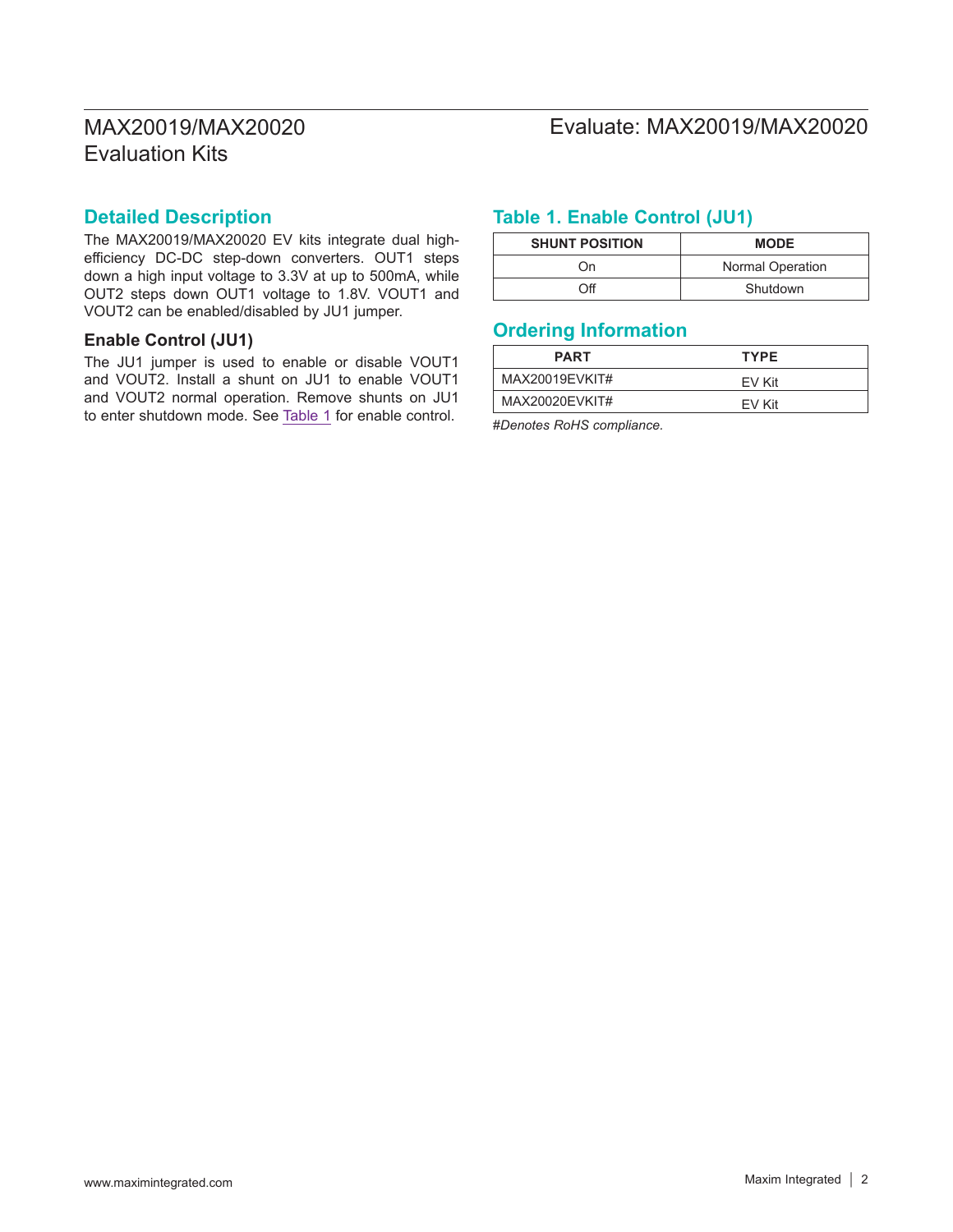## Detailed Description

The MAX20019/MAX20020 EV kits integrate dual high-efficiency DC-DC step-down converters. OUT1 steps down a high input voltage to 3.3V at up to 500mA, while OUT2 steps down OUT1 voltage to 1.8V. VOUT1 and VOUT2 can be enabled/disabled by JU1 jumper.

### Enable Control (JU1)

The JU1 jumper is used to enable or disable VOUT1 and VOUT2. Install a shunt on JU1 to enable VOUT1 and VOUT2 normal operation. Remove shunts on JU1 to enter shutdown mode. See Table 1 for enable control.

## Table 1. Enable Control (JU1)

| SHUNT POSITION | MODE |
| --- | --- |
| On | Normal Operation |
| Off | Shutdown |

## Ordering Information

| PART | TYPE |
| --- | --- |
| MAX20019EVKIT# | EV Kit |
| MAX20020EVKIT# | EV Kit |

*#Denotes RoHS compliance.*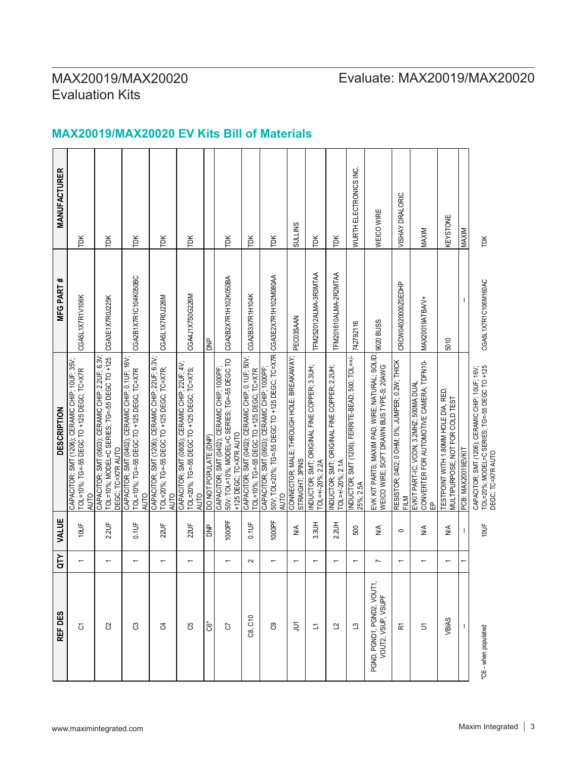## MAX20019/MAX20020 EV Kits Bill of Materials

| REF DES | QTY | VALUE | DESCRIPTION | MFG PART # | MANUFACTURER |
|---|---|---|---|---|---|
| C1 | 1 | 10UF | CAPACITOR; SMT (1206); CERAMIC CHIP; 10UF; 35V; TOL=10%; TG=-55 DEGC TO +125 DEGC; TC=X7R AUTO | CGA5L1X7R1V106K | TDK |
| C2 | 1 | 2.2UF | CAPACITOR; SMT (0603); CERAMIC CHIP; 2.2UF; 6.3V; TOL=10%; MODEL=C SERIES; TG=-55 DEGC TO +125 DEGC; TC=X7R AUTO | CGA3E1X7R0J225K | TDK |
| C3 | 1 | 0.1UF | CAPACITOR; SMT (0402); CERAMIC CHIP; 0.1UF; 16V; TOL=10%; TG=-55 DEGC TO +125 DEGC; TC=X7R AUTO | CGA2B1X7R1C104K050BC | TDK |
| C4 | 1 | 22UF | CAPACITOR; SMT (1206); CERAMIC CHIP; 22UF; 6.3V; TOL=20%; TG=-55 DEGC TO +125 DEGC; TC=X7R; AUTO | CGA5L1X7R0J226M | TDK |
| C5 | 1 | 22UF | CAPACITOR; SMT (0805); CERAMIC CHIP; 22UF; 4V; TOL=20%; TG=-55 DEGC TO +125 DEGC; TC=X7S; AUTO | CGA4J1X7S0G226M | TDK |
| C6* | | DNP | DO NOT POPULATE (DNP) | DNP | |
| C7 | 1 | 1000PF | CAPACITOR; SMT (0402); CERAMIC CHIP; 1000PF; 50V; TOL=10%; MODEL=C SERIES; TG=-55 DEGC TO +125 DEGC; TC=X7R AUTO | CGA2B2X7R1H102K050BA | TDK |
| C8, C10 | 2 | 0.1UF | CAPACITOR; SMT (0402); CERAMIC CHIP; 0.1UF; 50V; TOL=10%; TG=-55 DEGC TO +125 DEGC; TC=X7R | CGA2B3X7R1H104K | TDK |
| C9 | 1 | 1000PF | CAPACITOR; SMT (0603); CERAMIC CHIP; 1000PF; 50V; TOL=20%; TG=-55 DEGC TO +125 DEGC; TC=X7R AUTO | CGA3E2X7R1H102M080AA | TDK |
| JU1 | 1 | N/A | CONNECTOR; MALE; THROUGH HOLE; BREAKAWAY; STRAIGHT; 3PINS | PEC03SAAN | SULLINS |
| L1 | 1 | 3.3UH | INDUCTOR; SMT; ORIGINAL FINE COPPER; 3.3UH; TOL=+/-20%; 2.2A | TFM252012ALMA-3R3MTAA | TDK |
| L2 | 1 | 2.2UH | INDUCTOR; SMT; ORIGINAL FINE COPPER; 2.2UH; TOL=+/-20%; 2.1A | TFM201610ALMA-2R2MTAA | TDK |
| L3 | 1 | 500 | INDUCTOR; SMT (1206); FERRITE-BEAD; 500; TOL=+/-25%; 2.5A | 742792116 | WURTH ELECTRONICS INC. |
| PGND, PGND1, PGND2, VOUT1, VOUT2, VSUP, VSUPF | 7 | N/A | EVK KIT PARTS; MAXIM PAD; WIRE; NATURAL; SOLID; WEICO WIRE; SOFT DRAWN BUS TYPE-S; 20AWG | 9020 BUSS | WEICO WIRE |
| R1 | 1 | 0 | RESISTOR; 0402; 0 OHM; 0%; JUMPER; 0.2W; THICK FILM | CRCW04020000Z0EDHP | VISHAY DRALORIC |
| U1 | 1 | N/A | EVKIT PART-IC; VCON; 3.2MHZ; 500MA DUAL CONVERTER FOR AUTOMOTIVE CAMERA; TDFN10-EP | MAX20019ATBA/V+ | MAXIM |
| VBIAS | 1 | N/A | TESTPOINT WITH 1.80MM HOLE DIA, RED, MULTIPURPOSE; NOT FOR COLD TEST | 5010 | KEYSTONE |
| — | 1 | — | PCB: MAX20019EVKIT | — | MAXIM |
| *C6 - when populated | | 10UF | CAPACITOR; SMT (1206); CERAMIC CHIP; 10UF; 16V; TOL=20%; MODEL=C SERIES; TG=-55 DEGC TO +125 DEGC; TC=X7R AUTO | CGA5L1X7R1C106M160AC | TDK |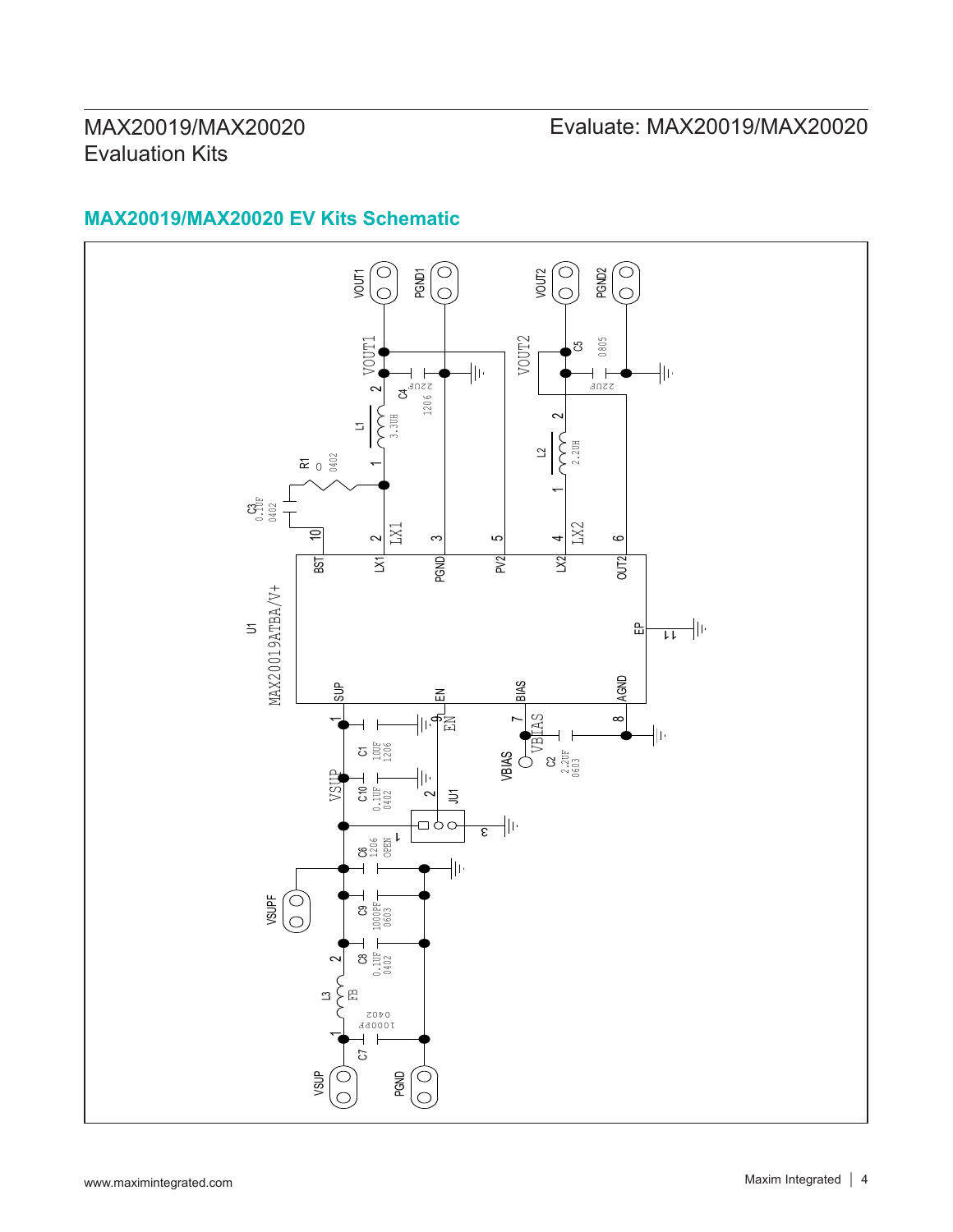## MAX20019/MAX20020 EV Kits Schematic

VOUT1
PGND1
VOUT2
PGND2

VOUT1
VOUT2
C5 0805
C4 22UF 1206
22UF
L1 3.3UH
L2 2.2UH
R1 0 0402
C3 0.1UF 0402

10 BST
2 LX1
3 PGND
5 PV2
4 LX2
6 OUT2
LX1
LX2

U1
MAX20019ATBA/V+

EP 11

1 SUP
9 EN
7 BIAS
8 AGND

EN
VBIAS
VBIAS
C2 2.2UF 0603

C1 10UF 1206
VSUP
C10 0.1UF 0402
JU1
C6 1206 OPEN
VSUPF
C9 1000PF 0603
C8 0.1UF 0402
L3 FB
C7 1000PF 0402

VSUP
PGND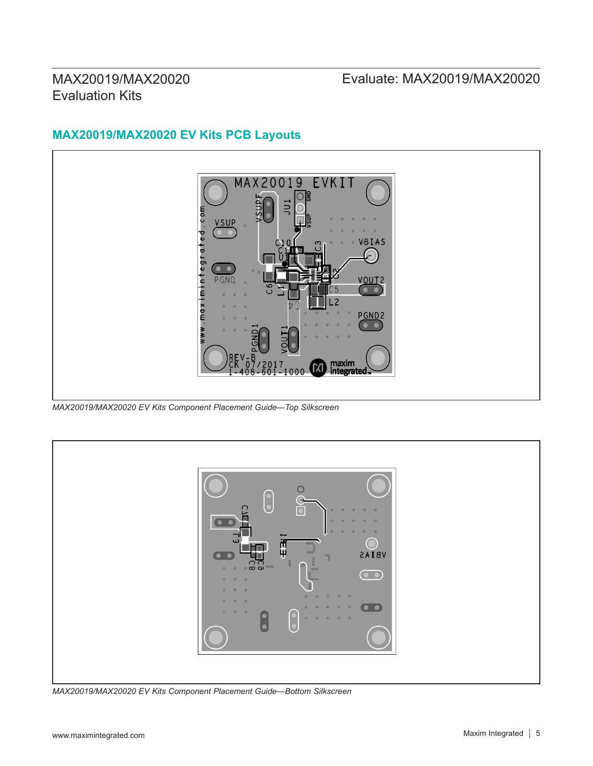## MAX20019/MAX20020 EV Kits PCB Layouts

*MAX20019/MAX20020 EV Kits Component Placement Guide—Top Silkscreen*

*MAX20019/MAX20020 EV Kits Component Placement Guide—Bottom Silkscreen*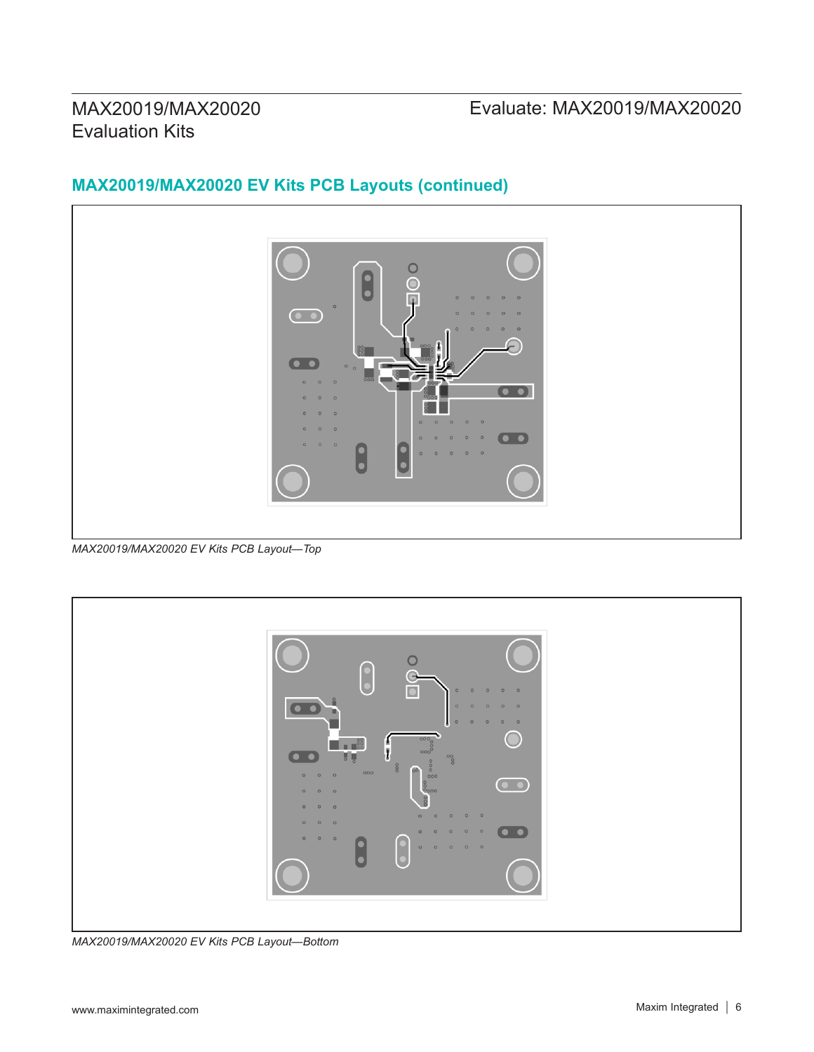## MAX20019/MAX20020 EV Kits PCB Layouts (continued)

*MAX20019/MAX20020 EV Kits PCB Layout—Top*

*MAX20019/MAX20020 EV Kits PCB Layout—Bottom*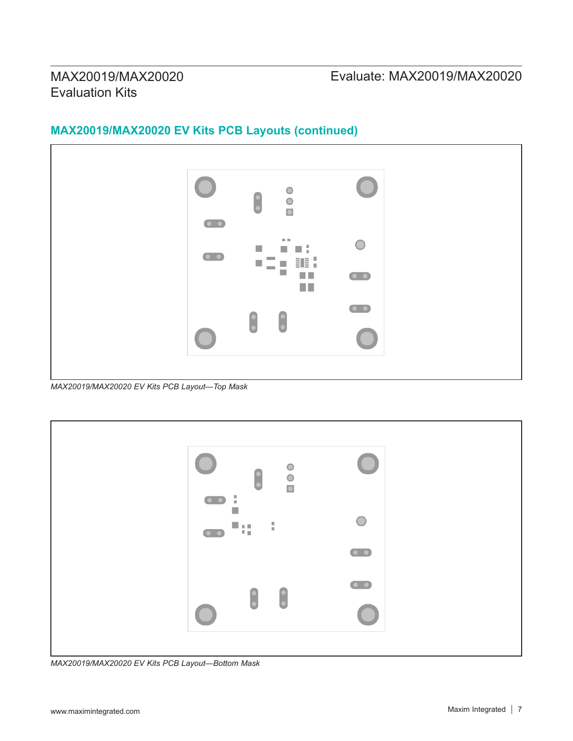## MAX20019/MAX20020 EV Kits PCB Layouts (continued)

*MAX20019/MAX20020 EV Kits PCB Layout—Top Mask*

*MAX20019/MAX20020 EV Kits PCB Layout—Bottom Mask*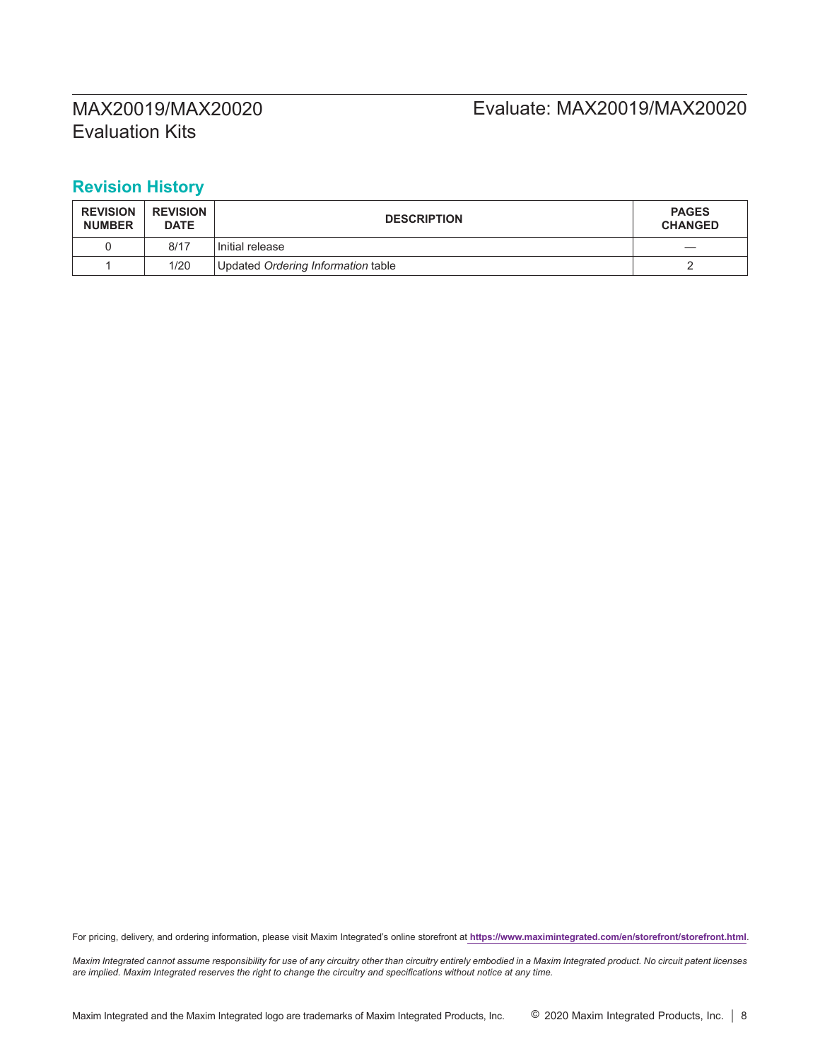## Revision History

| REVISION NUMBER | REVISION DATE | DESCRIPTION | PAGES CHANGED |
|---|---|---|---|
| 0 | 8/17 | Initial release | — |
| 1 | 1/20 | Updated *Ordering Information* table | 2 |

For pricing, delivery, and ordering information, please visit Maxim Integrated's online storefront at **https://www.maximintegrated.com/en/storefront/storefront.html**.

*Maxim Integrated cannot assume responsibility for use of any circuitry other than circuitry entirely embodied in a Maxim Integrated product. No circuit patent licenses are implied. Maxim Integrated reserves the right to change the circuitry and specifications without notice at any time.*

Maxim Integrated and the Maxim Integrated logo are trademarks of Maxim Integrated Products, Inc.

© 2020 Maxim Integrated Products, Inc.